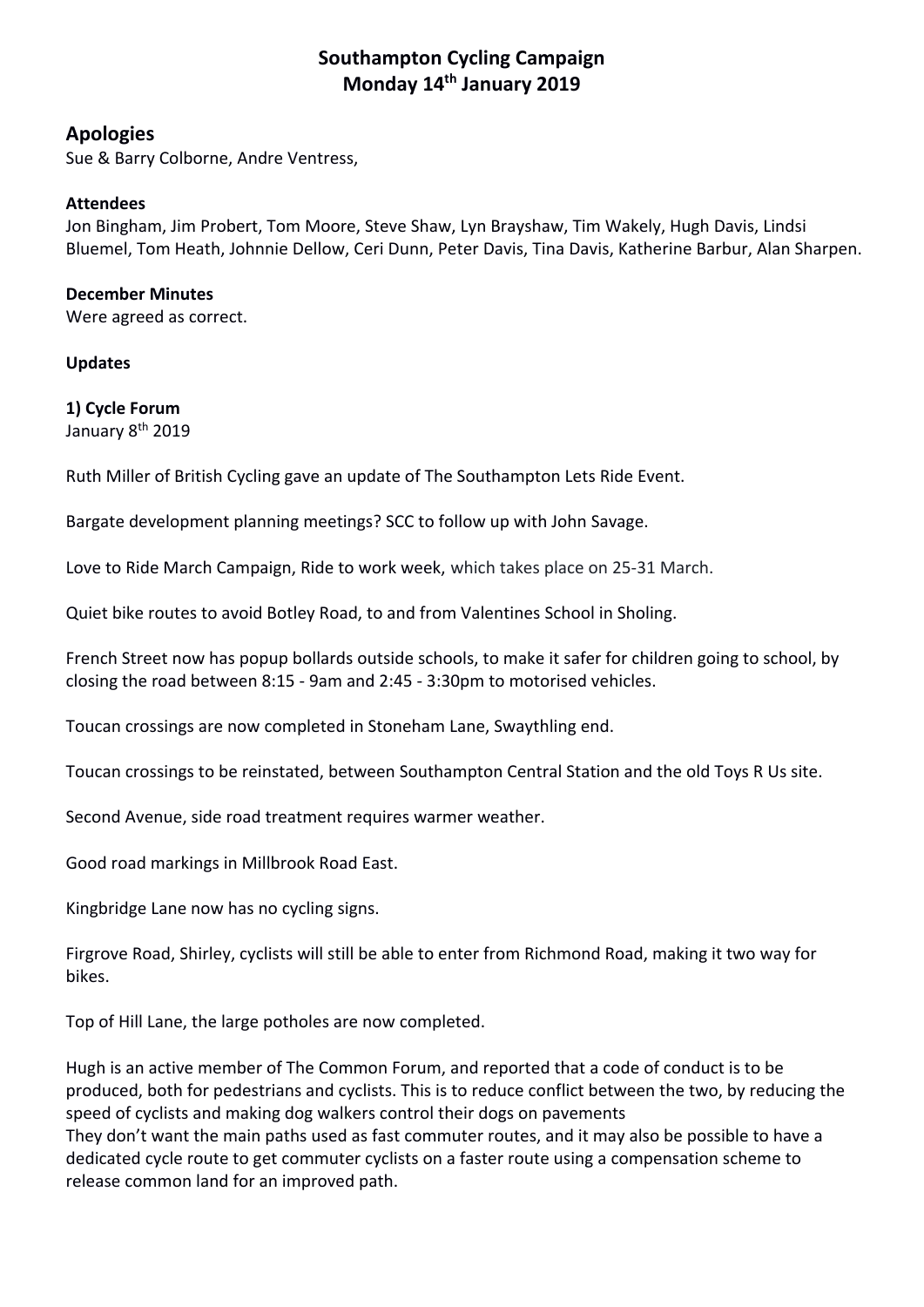# Southampton Cycling Campaign
## Monday 14th January 2019

## Apologies

Sue & Barry Colborne, Andre Ventress,

**Attendees**

Jon Bingham, Jim Probert, Tom Moore, Steve Shaw, Lyn Brayshaw, Tim Wakely, Hugh Davis, Lindsi Bluemel, Tom Heath, Johnnie Dellow, Ceri Dunn, Peter Davis, Tina Davis, Katherine Barbur, Alan Sharpen.

**December Minutes**

Were agreed as correct.

**Updates**

**1) Cycle Forum**

January 8th 2019

Ruth Miller of British Cycling gave an update of The Southampton Lets Ride Event.

Bargate development planning meetings? SCC to follow up with John Savage.

Love to Ride March Campaign, Ride to work week, which takes place on 25-31 March.

Quiet bike routes to avoid Botley Road, to and from Valentines School in Sholing.

French Street now has popup bollards outside schools, to make it safer for children going to school, by closing the road between 8:15 - 9am and 2:45 - 3:30pm to motorised vehicles.

Toucan crossings are now completed in Stoneham Lane, Swaythling end.

Toucan crossings to be reinstated, between Southampton Central Station and the old Toys R Us site.

Second Avenue, side road treatment requires warmer weather.

Good road markings in Millbrook Road East.

Kingbridge Lane now has no cycling signs.

Firgrove Road, Shirley, cyclists will still be able to enter from Richmond Road, making it two way for bikes.

Top of Hill Lane, the large potholes are now completed.

Hugh is an active member of The Common Forum, and reported that a code of conduct is to be produced, both for pedestrians and cyclists. This is to reduce conflict between the two, by reducing the speed of cyclists and making dog walkers control their dogs on pavements
They don't want the main paths used as fast commuter routes, and it may also be possible to have a dedicated cycle route to get commuter cyclists on a faster route using a compensation scheme to release common land for an improved path.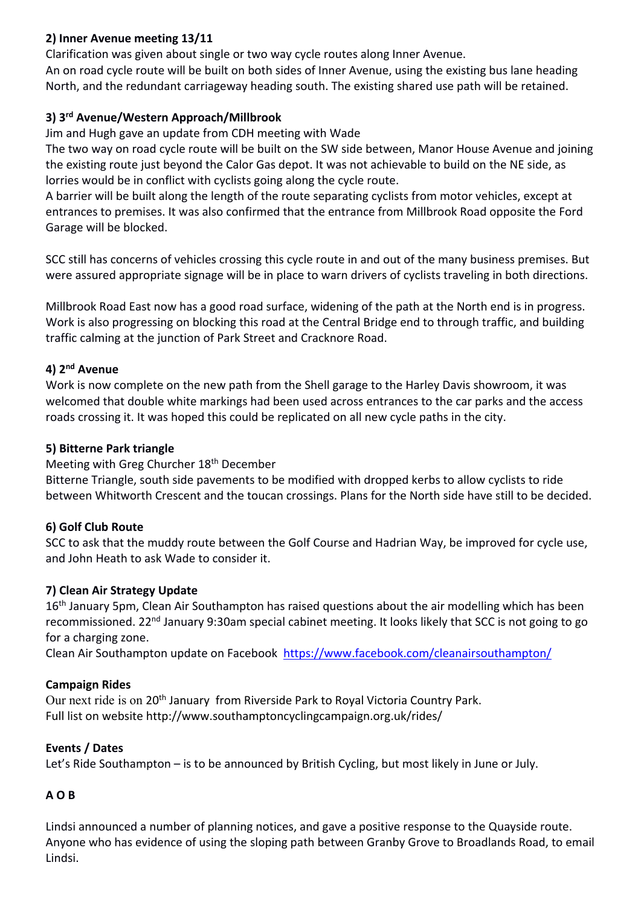### 2) Inner Avenue meeting 13/11

Clarification was given about single or two way cycle routes along Inner Avenue.
An on road cycle route will be built on both sides of Inner Avenue, using the existing bus lane heading North, and the redundant carriageway heading south. The existing shared use path will be retained.

### 3) 3rd Avenue/Western Approach/Millbrook

Jim and Hugh gave an update from CDH meeting with Wade
The two way on road cycle route will be built on the SW side between, Manor House Avenue and joining the existing route just beyond the Calor Gas depot. It was not achievable to build on the NE side, as lorries would be in conflict with cyclists going along the cycle route.
A barrier will be built along the length of the route separating cyclists from motor vehicles, except at entrances to premises. It was also confirmed that the entrance from Millbrook Road opposite the Ford Garage will be blocked.

SCC still has concerns of vehicles crossing this cycle route in and out of the many business premises. But were assured appropriate signage will be in place to warn drivers of cyclists traveling in both directions.

Millbrook Road East now has a good road surface, widening of the path at the North end is in progress. Work is also progressing on blocking this road at the Central Bridge end to through traffic, and building traffic calming at the junction of Park Street and Cracknore Road.

### 4) 2nd Avenue

Work is now complete on the new path from the Shell garage to the Harley Davis showroom, it was welcomed that double white markings had been used across entrances to the car parks and the access roads crossing it. It was hoped this could be replicated on all new cycle paths in the city.

### 5) Bitterne Park triangle

Meeting with Greg Churcher 18th December
Bitterne Triangle, south side pavements to be modified with dropped kerbs to allow cyclists to ride between Whitworth Crescent and the toucan crossings. Plans for the North side have still to be decided.

### 6) Golf Club Route

SCC to ask that the muddy route between the Golf Course and Hadrian Way, be improved for cycle use, and John Heath to ask Wade to consider it.

### 7) Clean Air Strategy Update

16th January 5pm, Clean Air Southampton has raised questions about the air modelling which has been recommissioned. 22nd January 9:30am special cabinet meeting. It looks likely that SCC is not going to go for a charging zone.
Clean Air Southampton update on Facebook https://www.facebook.com/cleanairsouthampton/

### Campaign Rides

Our next ride is on 20th January from Riverside Park to Royal Victoria Country Park.
Full list on website http://www.southamptoncyclingcampaign.org.uk/rides/

### Events / Dates

Let's Ride Southampton – is to be announced by British Cycling, but most likely in June or July.

### A O B

Lindsi announced a number of planning notices, and gave a positive response to the Quayside route. Anyone who has evidence of using the sloping path between Granby Grove to Broadlands Road, to email Lindsi.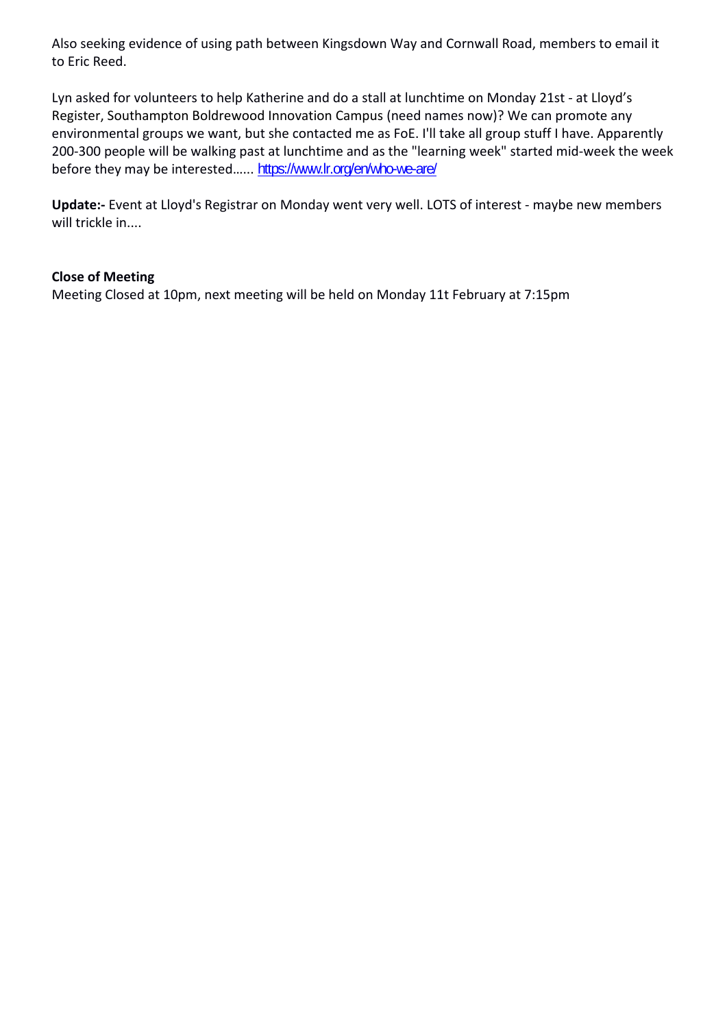Also seeking evidence of using path between Kingsdown Way and Cornwall Road, members to email it to Eric Reed.

Lyn asked for volunteers to help Katherine and do a stall at lunchtime on Monday 21st - at Lloyd's Register, Southampton Boldrewood Innovation Campus (need names now)? We can promote any environmental groups we want, but she contacted me as FoE. I'll take all group stuff I have. Apparently 200-300 people will be walking past at lunchtime and as the "learning week" started mid-week the week before they may be interested…… https://www.lr.org/en/who-we-are/

**Update:-** Event at Lloyd's Registrar on Monday went very well. LOTS of interest - maybe new members will trickle in....

**Close of Meeting**

Meeting Closed at 10pm, next meeting will be held on Monday 11t February at 7:15pm